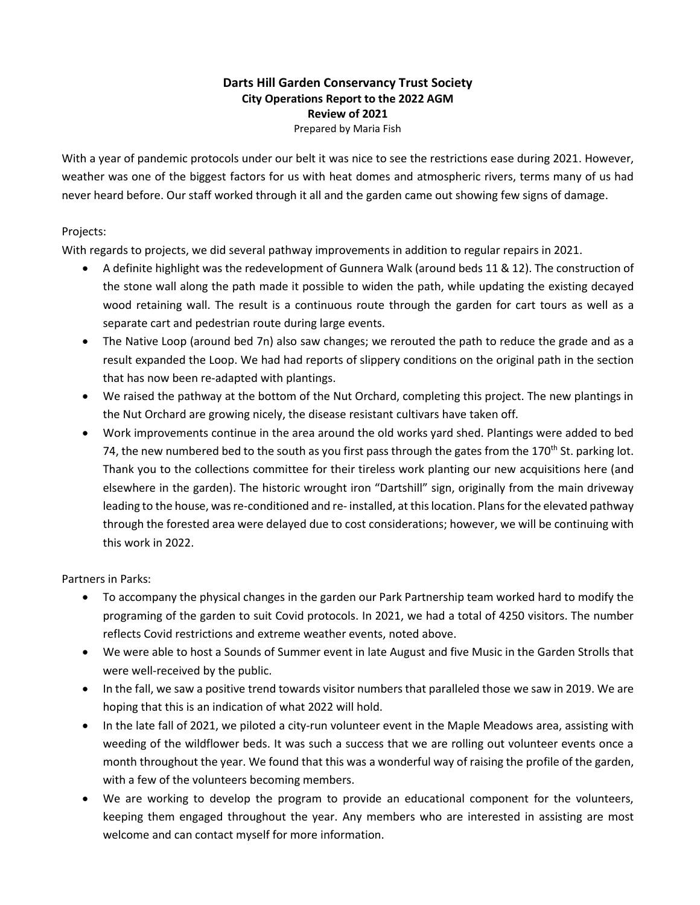# Darts Hill Garden Conservancy Trust Society
## City Operations Report to the 2022 AGM
## Review of 2021

Prepared by Maria Fish

With a year of pandemic protocols under our belt it was nice to see the restrictions ease during 2021. However, weather was one of the biggest factors for us with heat domes and atmospheric rivers, terms many of us had never heard before. Our staff worked through it all and the garden came out showing few signs of damage.

Projects:

With regards to projects, we did several pathway improvements in addition to regular repairs in 2021.

- A definite highlight was the redevelopment of Gunnera Walk (around beds 11 & 12). The construction of the stone wall along the path made it possible to widen the path, while updating the existing decayed wood retaining wall. The result is a continuous route through the garden for cart tours as well as a separate cart and pedestrian route during large events.
- The Native Loop (around bed 7n) also saw changes; we rerouted the path to reduce the grade and as a result expanded the Loop. We had had reports of slippery conditions on the original path in the section that has now been re-adapted with plantings.
- We raised the pathway at the bottom of the Nut Orchard, completing this project. The new plantings in the Nut Orchard are growing nicely, the disease resistant cultivars have taken off.
- Work improvements continue in the area around the old works yard shed. Plantings were added to bed 74, the new numbered bed to the south as you first pass through the gates from the 170th St. parking lot. Thank you to the collections committee for their tireless work planting our new acquisitions here (and elsewhere in the garden). The historic wrought iron "Dartshill" sign, originally from the main driveway leading to the house, was re-conditioned and re- installed, at this location. Plans for the elevated pathway through the forested area were delayed due to cost considerations; however, we will be continuing with this work in 2022.

Partners in Parks:

- To accompany the physical changes in the garden our Park Partnership team worked hard to modify the programing of the garden to suit Covid protocols. In 2021, we had a total of 4250 visitors. The number reflects Covid restrictions and extreme weather events, noted above.
- We were able to host a Sounds of Summer event in late August and five Music in the Garden Strolls that were well-received by the public.
- In the fall, we saw a positive trend towards visitor numbers that paralleled those we saw in 2019. We are hoping that this is an indication of what 2022 will hold.
- In the late fall of 2021, we piloted a city-run volunteer event in the Maple Meadows area, assisting with weeding of the wildflower beds. It was such a success that we are rolling out volunteer events once a month throughout the year. We found that this was a wonderful way of raising the profile of the garden, with a few of the volunteers becoming members.
- We are working to develop the program to provide an educational component for the volunteers, keeping them engaged throughout the year. Any members who are interested in assisting are most welcome and can contact myself for more information.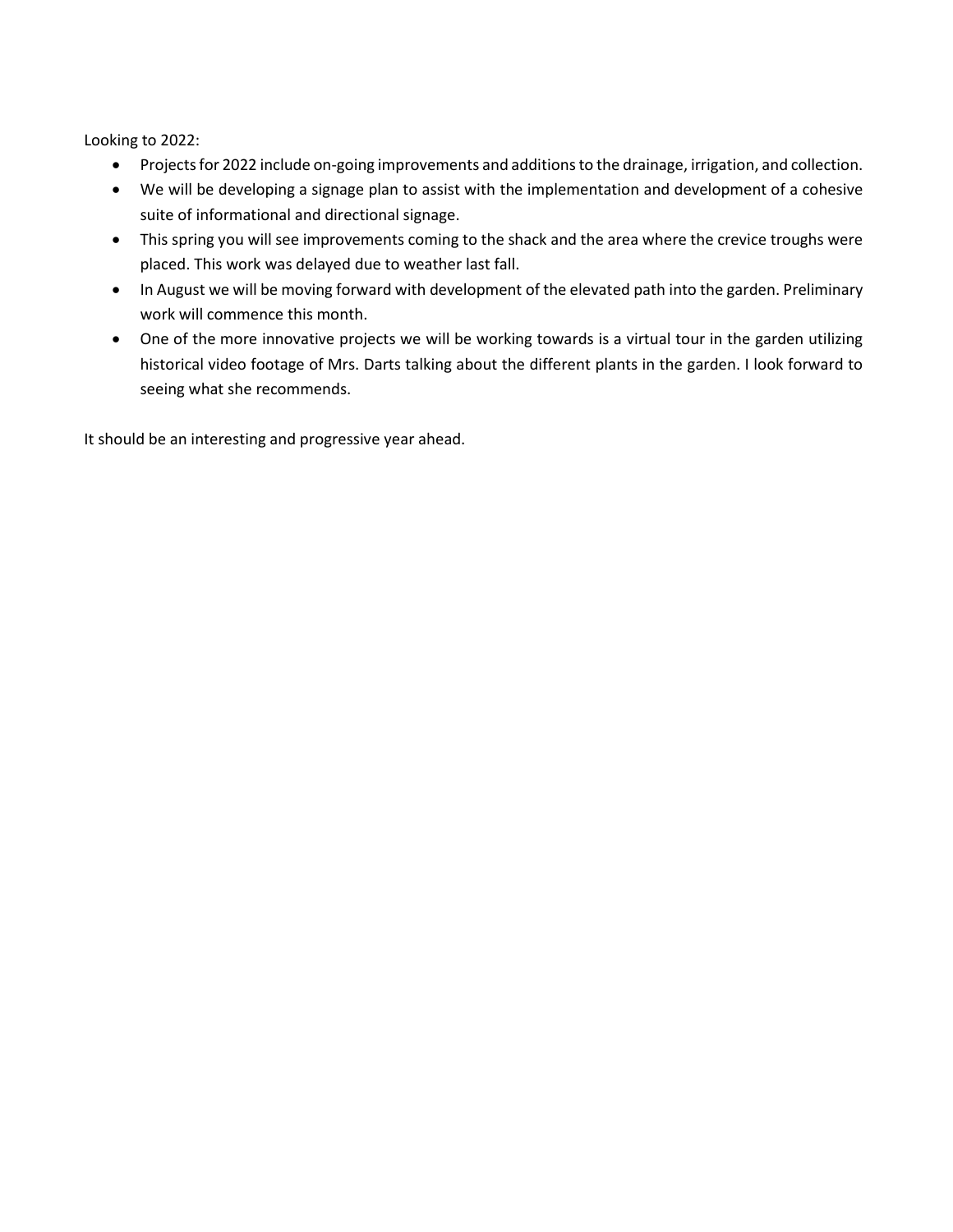Looking to 2022:

- Projects for 2022 include on-going improvements and additions to the drainage, irrigation, and collection.
- We will be developing a signage plan to assist with the implementation and development of a cohesive suite of informational and directional signage.
- This spring you will see improvements coming to the shack and the area where the crevice troughs were placed. This work was delayed due to weather last fall.
- In August we will be moving forward with development of the elevated path into the garden. Preliminary work will commence this month.
- One of the more innovative projects we will be working towards is a virtual tour in the garden utilizing historical video footage of Mrs. Darts talking about the different plants in the garden. I look forward to seeing what she recommends.

It should be an interesting and progressive year ahead.